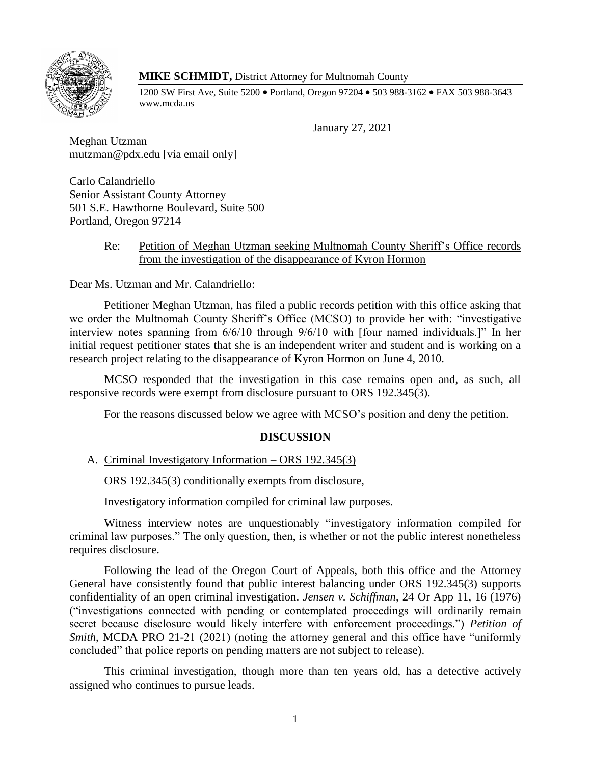**MIKE SCHMIDT,** District Attorney for Multnomah County

1200 SW First Ave, Suite 5200 • Portland, Oregon 97204 • 503 988-3162 • FAX 503 988-3643
www.mcda.us

January 27, 2021

Meghan Utzman
mutzman@pdx.edu [via email only]

Carlo Calandriello
Senior Assistant County Attorney
501 S.E. Hawthorne Boulevard, Suite 500
Portland, Oregon 97214

Re: Petition of Meghan Utzman seeking Multnomah County Sheriff's Office records from the investigation of the disappearance of Kyron Hormon

Dear Ms. Utzman and Mr. Calandriello:

Petitioner Meghan Utzman, has filed a public records petition with this office asking that we order the Multnomah County Sheriff's Office (MCSO) to provide her with: "investigative interview notes spanning from 6/6/10 through 9/6/10 with [four named individuals.]" In her initial request petitioner states that she is an independent writer and student and is working on a research project relating to the disappearance of Kyron Hormon on June 4, 2010.

MCSO responded that the investigation in this case remains open and, as such, all responsive records were exempt from disclosure pursuant to ORS 192.345(3).

For the reasons discussed below we agree with MCSO's position and deny the petition.

## DISCUSSION

A. Criminal Investigatory Information – ORS 192.345(3)

ORS 192.345(3) conditionally exempts from disclosure,

Investigatory information compiled for criminal law purposes.

Witness interview notes are unquestionably "investigatory information compiled for criminal law purposes." The only question, then, is whether or not the public interest nonetheless requires disclosure.

Following the lead of the Oregon Court of Appeals, both this office and the Attorney General have consistently found that public interest balancing under ORS 192.345(3) supports confidentiality of an open criminal investigation. *Jensen v. Schiffman*, 24 Or App 11, 16 (1976) ("investigations connected with pending or contemplated proceedings will ordinarily remain secret because disclosure would likely interfere with enforcement proceedings.") *Petition of Smith*, MCDA PRO 21-21 (2021) (noting the attorney general and this office have "uniformly concluded" that police reports on pending matters are not subject to release).

This criminal investigation, though more than ten years old, has a detective actively assigned who continues to pursue leads.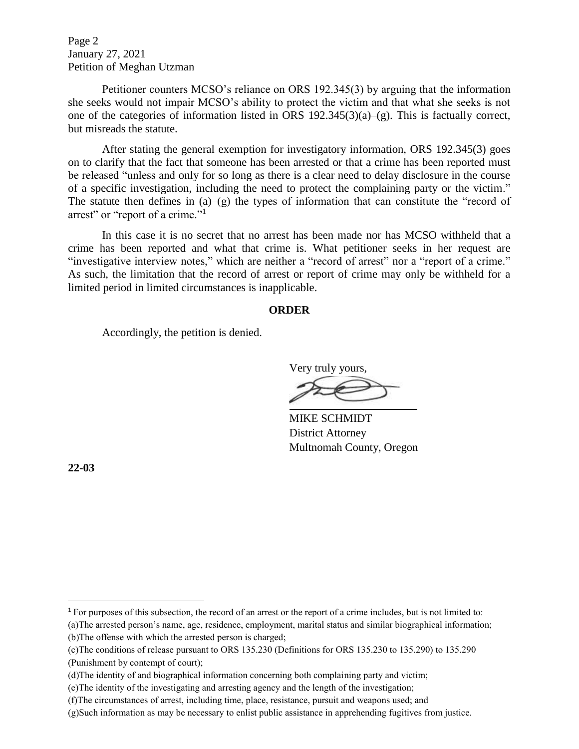Petitioner counters MCSO's reliance on ORS 192.345(3) by arguing that the information she seeks would not impair MCSO's ability to protect the victim and that what she seeks is not one of the categories of information listed in ORS 192.345(3)(a)–(g). This is factually correct, but misreads the statute.

After stating the general exemption for investigatory information, ORS 192.345(3) goes on to clarify that the fact that someone has been arrested or that a crime has been reported must be released "unless and only for so long as there is a clear need to delay disclosure in the course of a specific investigation, including the need to protect the complaining party or the victim." The statute then defines in (a)–(g) the types of information that can constitute the "record of arrest" or "report of a crime."[1]

In this case it is no secret that no arrest has been made nor has MCSO withheld that a crime has been reported and what that crime is. What petitioner seeks in her request are "investigative interview notes," which are neither a "record of arrest" nor a "report of a crime." As such, the limitation that the record of arrest or report of crime may only be withheld for a limited period in limited circumstances is inapplicable.

**ORDER**

Accordingly, the petition is denied.

Very truly yours,

MIKE SCHMIDT
District Attorney
Multnomah County, Oregon

**22-03**

---

[1] For purposes of this subsection, the record of an arrest or the report of a crime includes, but is not limited to:
(a)The arrested person's name, age, residence, employment, marital status and similar biographical information;
(b)The offense with which the arrested person is charged;
(c)The conditions of release pursuant to ORS 135.230 (Definitions for ORS 135.230 to 135.290) to 135.290 (Punishment by contempt of court);
(d)The identity of and biographical information concerning both complaining party and victim;
(e)The identity of the investigating and arresting agency and the length of the investigation;
(f)The circumstances of arrest, including time, place, resistance, pursuit and weapons used; and
(g)Such information as may be necessary to enlist public assistance in apprehending fugitives from justice.